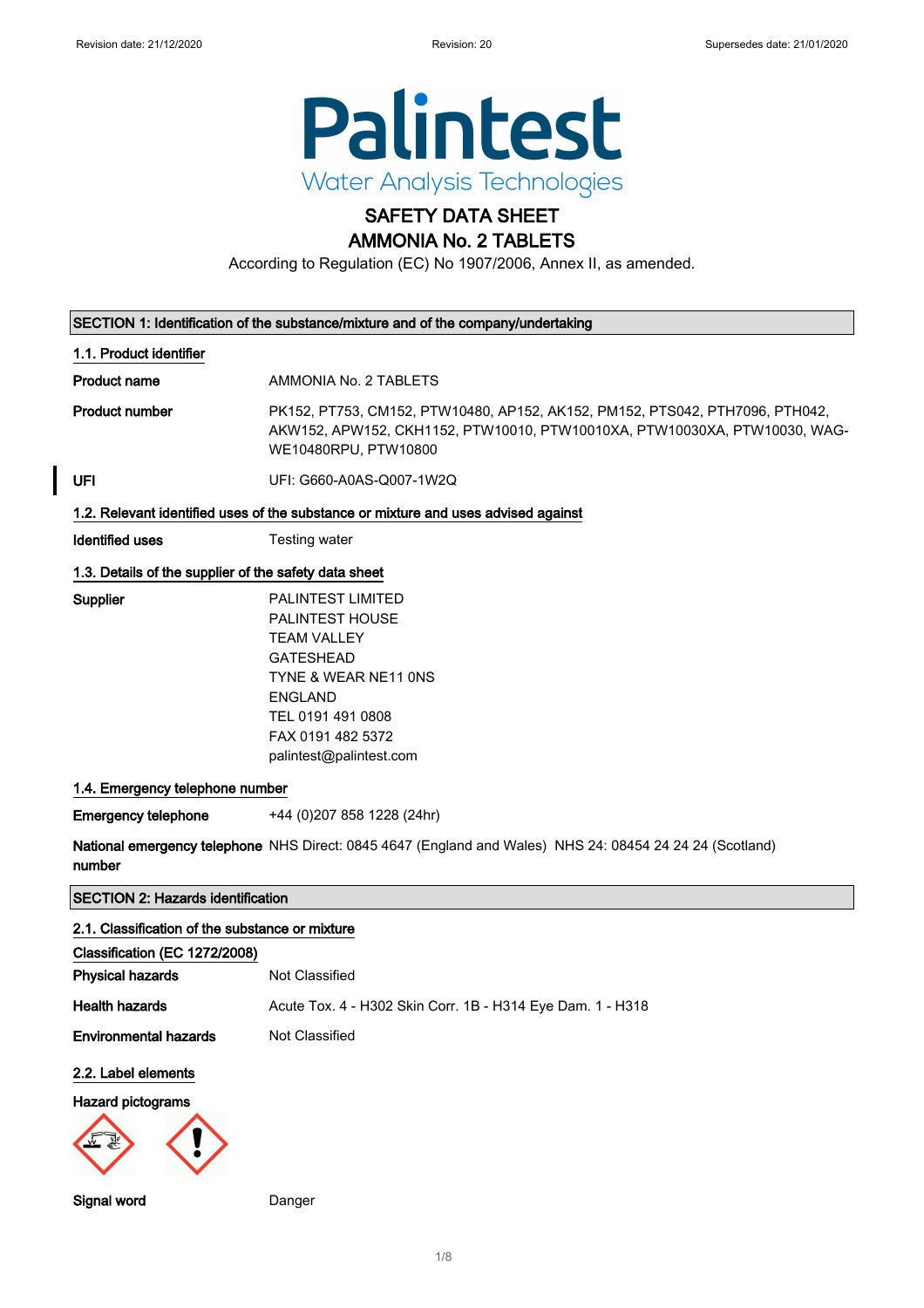Revision date: 21/12/2020 Revision: 20 Supersedes date: 21/01/2020

# Palintest

Water Analysis Technologies

# SAFETY DATA SHEET
# AMMONIA No. 2 TABLETS

According to Regulation (EC) No 1907/2006, Annex II, as amended.

## SECTION 1: Identification of the substance/mixture and of the company/undertaking

### 1.1. Product identifier

**Product name** AMMONIA No. 2 TABLETS

**Product number** PK152, PT753, CM152, PTW10480, AP152, AK152, PM152, PTS042, PTH7096, PTH042, AKW152, APW152, CKH1152, PTW10010, PTW10010XA, PTW10030XA, PTW10030, WAG-WE10480RPU, PTW10800

**UFI** UFI: G660-A0AS-Q007-1W2Q

### 1.2. Relevant identified uses of the substance or mixture and uses advised against

**Identified uses** Testing water

### 1.3. Details of the supplier of the safety data sheet

**Supplier**
PALINTEST LIMITED
PALINTEST HOUSE
TEAM VALLEY
GATESHEAD
TYNE & WEAR NE11 0NS
ENGLAND
TEL 0191 491 0808
FAX 0191 482 5372
palintest@palintest.com

### 1.4. Emergency telephone number

**Emergency telephone** +44 (0)207 858 1228 (24hr)

**National emergency telephone number** NHS Direct: 0845 4647 (England and Wales) NHS 24: 08454 24 24 24 (Scotland)

## SECTION 2: Hazards identification

### 2.1. Classification of the substance or mixture

**Classification (EC 1272/2008)**

**Physical hazards** Not Classified

**Health hazards** Acute Tox. 4 - H302 Skin Corr. 1B - H314 Eye Dam. 1 - H318

**Environmental hazards** Not Classified

### 2.2. Label elements

**Hazard pictograms**

**Signal word** Danger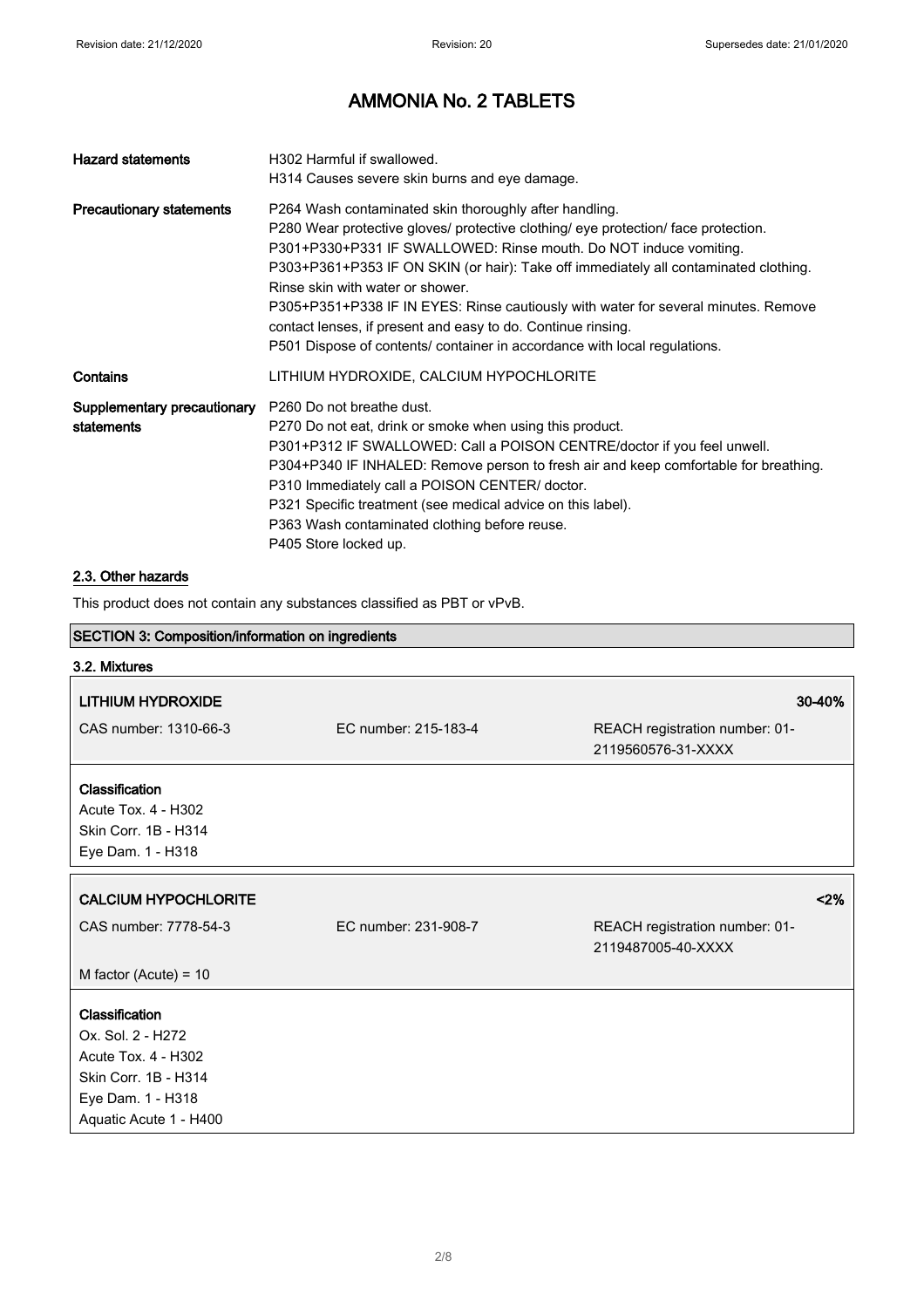# AMMONIA No. 2 TABLETS

| | |
|---|---|
| **Hazard statements** | H302 Harmful if swallowed.<br>H314 Causes severe skin burns and eye damage. |
| **Precautionary statements** | P264 Wash contaminated skin thoroughly after handling.<br>P280 Wear protective gloves/ protective clothing/ eye protection/ face protection.<br>P301+P330+P331 IF SWALLOWED: Rinse mouth. Do NOT induce vomiting.<br>P303+P361+P353 IF ON SKIN (or hair): Take off immediately all contaminated clothing. Rinse skin with water or shower.<br>P305+P351+P338 IF IN EYES: Rinse cautiously with water for several minutes. Remove contact lenses, if present and easy to do. Continue rinsing.<br>P501 Dispose of contents/ container in accordance with local regulations. |
| **Contains** | LITHIUM HYDROXIDE, CALCIUM HYPOCHLORITE |
| **Supplementary precautionary statements** | P260 Do not breathe dust.<br>P270 Do not eat, drink or smoke when using this product.<br>P301+P312 IF SWALLOWED: Call a POISON CENTRE/doctor if you feel unwell.<br>P304+P340 IF INHALED: Remove person to fresh air and keep comfortable for breathing.<br>P310 Immediately call a POISON CENTER/ doctor.<br>P321 Specific treatment (see medical advice on this label).<br>P363 Wash contaminated clothing before reuse.<br>P405 Store locked up. |

## 2.3. Other hazards

This product does not contain any substances classified as PBT or vPvB.

## SECTION 3: Composition/information on ingredients

### 3.2. Mixtures

| **LITHIUM HYDROXIDE** | | **30-40%** |
|---|---|---|
| CAS number: 1310-66-3 | EC number: 215-183-4 | REACH registration number: 01-2119560576-31-XXXX |

**Classification**
Acute Tox. 4 - H302
Skin Corr. 1B - H314
Eye Dam. 1 - H318

| **CALCIUM HYPOCHLORITE** | | **<2%** |
|---|---|---|
| CAS number: 7778-54-3 | EC number: 231-908-7 | REACH registration number: 01-2119487005-40-XXXX |
| M factor (Acute) = 10 | | |

**Classification**
Ox. Sol. 2 - H272
Acute Tox. 4 - H302
Skin Corr. 1B - H314
Eye Dam. 1 - H318
Aquatic Acute 1 - H400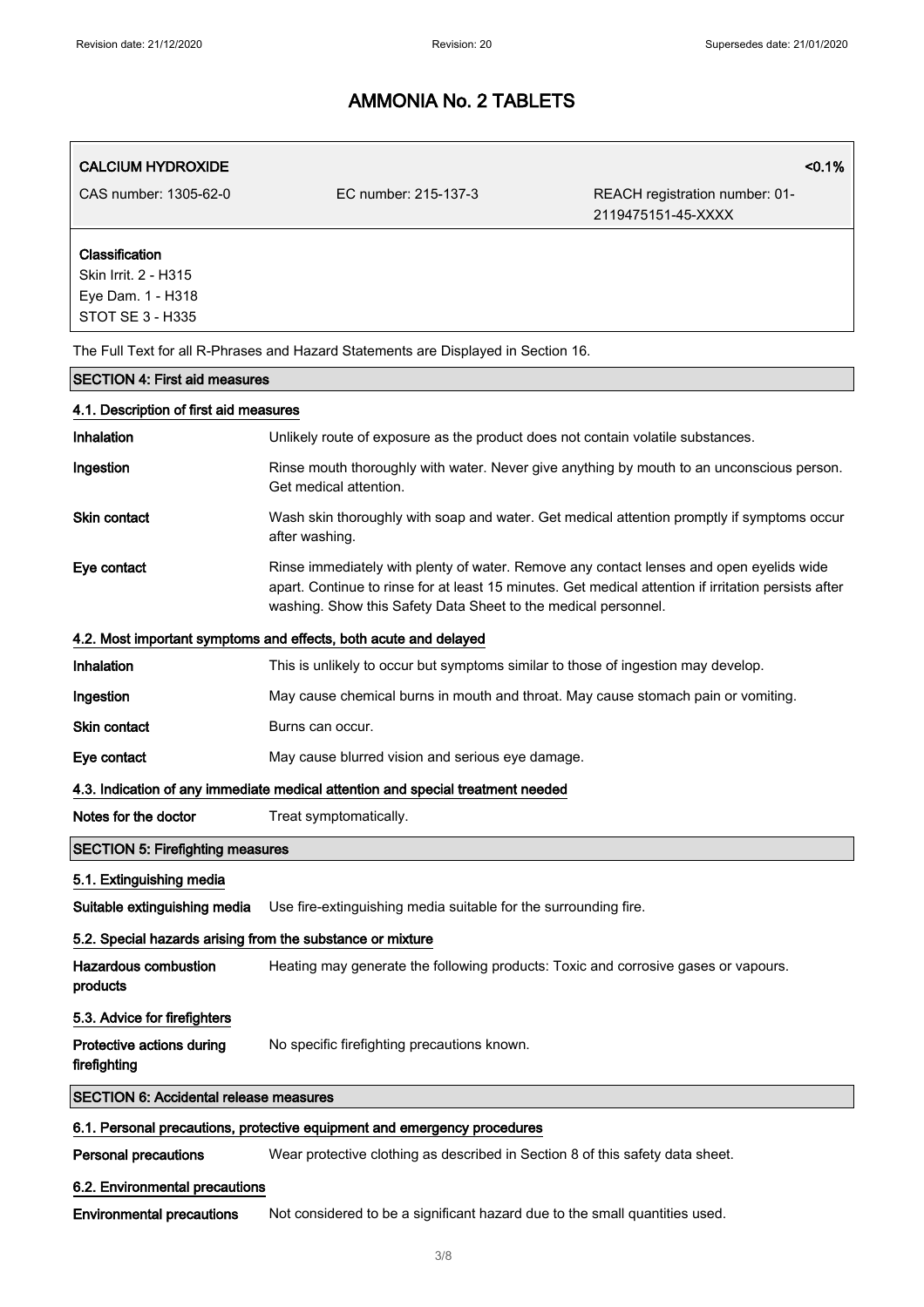| **CALCIUM HYDROXIDE** | | **<0.1%** |
|---|---|---|
| CAS number: 1305-62-0 | EC number: 215-137-3 | REACH registration number: 01-2119475151-45-XXXX |

**Classification**
Skin Irrit. 2 - H315
Eye Dam. 1 - H318
STOT SE 3 - H335

The Full Text for all R-Phrases and Hazard Statements are Displayed in Section 16.

## SECTION 4: First aid measures

### 4.1. Description of first aid measures

**Inhalation** Unlikely route of exposure as the product does not contain volatile substances.

**Ingestion** Rinse mouth thoroughly with water. Never give anything by mouth to an unconscious person. Get medical attention.

**Skin contact** Wash skin thoroughly with soap and water. Get medical attention promptly if symptoms occur after washing.

**Eye contact** Rinse immediately with plenty of water. Remove any contact lenses and open eyelids wide apart. Continue to rinse for at least 15 minutes. Get medical attention if irritation persists after washing. Show this Safety Data Sheet to the medical personnel.

### 4.2. Most important symptoms and effects, both acute and delayed

**Inhalation** This is unlikely to occur but symptoms similar to those of ingestion may develop.

**Ingestion** May cause chemical burns in mouth and throat. May cause stomach pain or vomiting.

**Skin contact** Burns can occur.

**Eye contact** May cause blurred vision and serious eye damage.

### 4.3. Indication of any immediate medical attention and special treatment needed

**Notes for the doctor** Treat symptomatically.

## SECTION 5: Firefighting measures

### 5.1. Extinguishing media

**Suitable extinguishing media** Use fire-extinguishing media suitable for the surrounding fire.

### 5.2. Special hazards arising from the substance or mixture

**Hazardous combustion products** Heating may generate the following products: Toxic and corrosive gases or vapours.

### 5.3. Advice for firefighters

**Protective actions during firefighting** No specific firefighting precautions known.

## SECTION 6: Accidental release measures

### 6.1. Personal precautions, protective equipment and emergency procedures

**Personal precautions** Wear protective clothing as described in Section 8 of this safety data sheet.

### 6.2. Environmental precautions

**Environmental precautions** Not considered to be a significant hazard due to the small quantities used.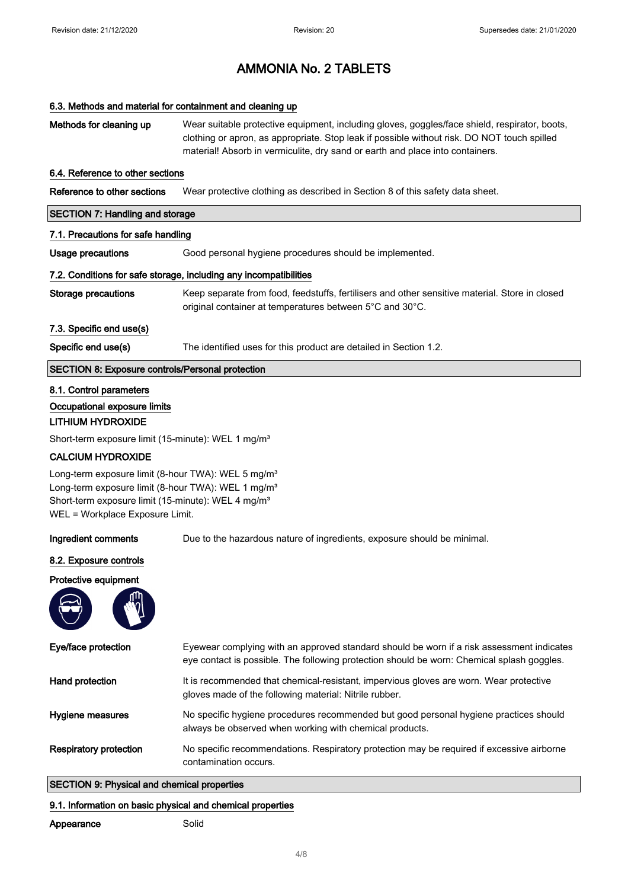# AMMONIA No. 2 TABLETS

### 6.3. Methods and material for containment and cleaning up

| | |
|---|---|
| **Methods for cleaning up** | Wear suitable protective equipment, including gloves, goggles/face shield, respirator, boots, clothing or apron, as appropriate. Stop leak if possible without risk. DO NOT touch spilled material! Absorb in vermiculite, dry sand or earth and place into containers. |

### 6.4. Reference to other sections

| | |
|---|---|
| **Reference to other sections** | Wear protective clothing as described in Section 8 of this safety data sheet. |

## SECTION 7: Handling and storage

### 7.1. Precautions for safe handling

| | |
|---|---|
| **Usage precautions** | Good personal hygiene procedures should be implemented. |

### 7.2. Conditions for safe storage, including any incompatibilities

| | |
|---|---|
| **Storage precautions** | Keep separate from food, feedstuffs, fertilisers and other sensitive material. Store in closed original container at temperatures between 5°C and 30°C. |

### 7.3. Specific end use(s)

| | |
|---|---|
| **Specific end use(s)** | The identified uses for this product are detailed in Section 1.2. |

## SECTION 8: Exposure controls/Personal protection

### 8.1. Control parameters

**Occupational exposure limits**

**LITHIUM HYDROXIDE**

Short-term exposure limit (15-minute): WEL 1 mg/m³

**CALCIUM HYDROXIDE**

Long-term exposure limit (8-hour TWA): WEL 5 mg/m³
Long-term exposure limit (8-hour TWA): WEL 1 mg/m³
Short-term exposure limit (15-minute): WEL 4 mg/m³
WEL = Workplace Exposure Limit.

| | |
|---|---|
| **Ingredient comments** | Due to the hazardous nature of ingredients, exposure should be minimal. |

### 8.2. Exposure controls

**Protective equipment**

| | |
|---|---|
| **Eye/face protection** | Eyewear complying with an approved standard should be worn if a risk assessment indicates eye contact is possible. The following protection should be worn: Chemical splash goggles. |
| **Hand protection** | It is recommended that chemical-resistant, impervious gloves are worn. Wear protective gloves made of the following material: Nitrile rubber. |
| **Hygiene measures** | No specific hygiene procedures recommended but good personal hygiene practices should always be observed when working with chemical products. |
| **Respiratory protection** | No specific recommendations. Respiratory protection may be required if excessive airborne contamination occurs. |

## SECTION 9: Physical and chemical properties

### 9.1. Information on basic physical and chemical properties

| | |
|---|---|
| **Appearance** | Solid |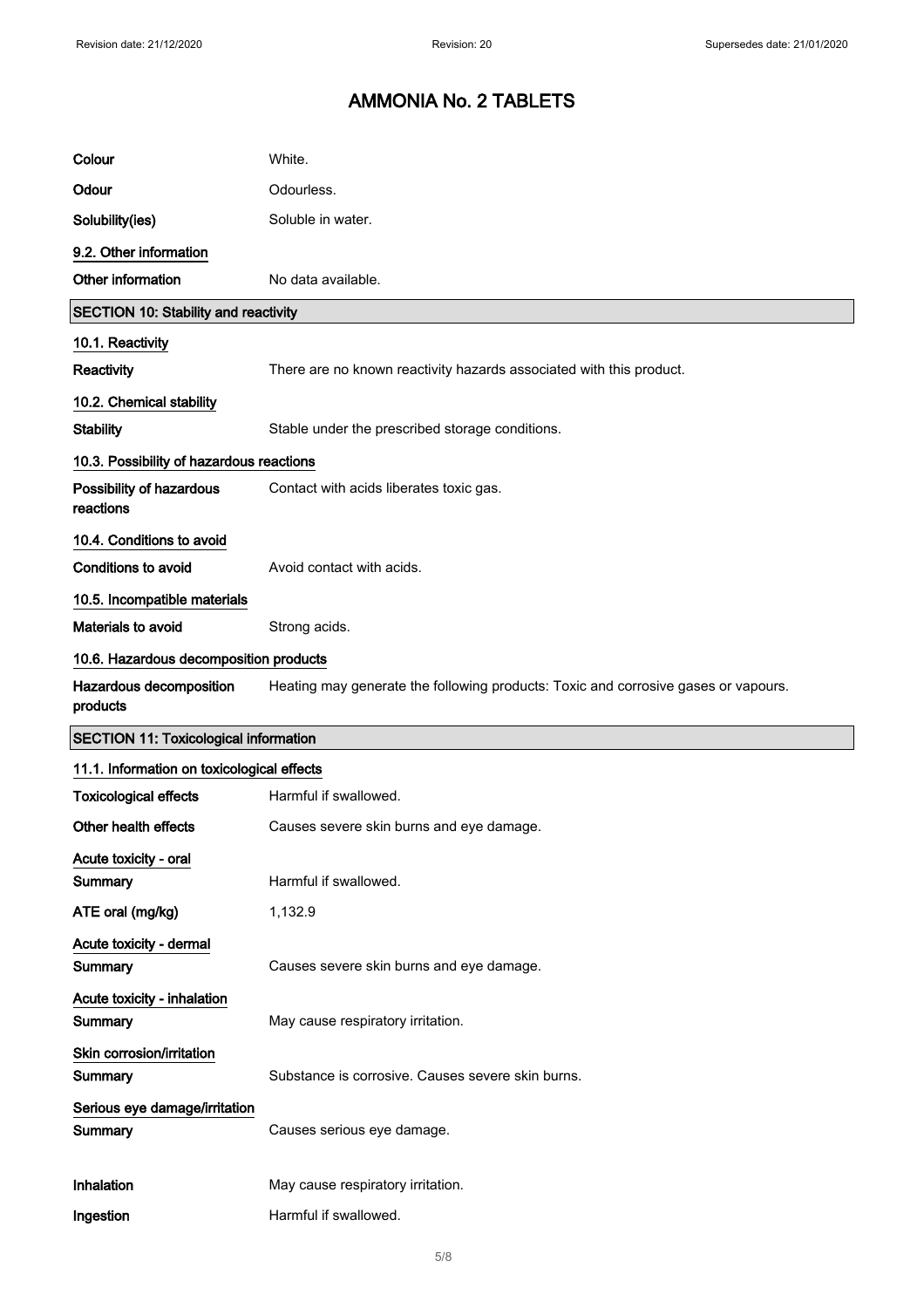| | |
|---|---|
| **Colour** | White. |
| **Odour** | Odourless. |
| **Solubility(ies)** | Soluble in water. |

**9.2. Other information**

| | |
|---|---|
| **Other information** | No data available. |

## SECTION 10: Stability and reactivity

**10.1. Reactivity**

| | |
|---|---|
| **Reactivity** | There are no known reactivity hazards associated with this product. |

**10.2. Chemical stability**

| | |
|---|---|
| **Stability** | Stable under the prescribed storage conditions. |

**10.3. Possibility of hazardous reactions**

| | |
|---|---|
| **Possibility of hazardous reactions** | Contact with acids liberates toxic gas. |

**10.4. Conditions to avoid**

| | |
|---|---|
| **Conditions to avoid** | Avoid contact with acids. |

**10.5. Incompatible materials**

| | |
|---|---|
| **Materials to avoid** | Strong acids. |

**10.6. Hazardous decomposition products**

| | |
|---|---|
| **Hazardous decomposition products** | Heating may generate the following products: Toxic and corrosive gases or vapours. |

## SECTION 11: Toxicological information

**11.1. Information on toxicological effects**

| | |
|---|---|
| **Toxicological effects** | Harmful if swallowed. |
| **Other health effects** | Causes severe skin burns and eye damage. |

**Acute toxicity - oral**

| | |
|---|---|
| **Summary** | Harmful if swallowed. |
| **ATE oral (mg/kg)** | 1,132.9 |

**Acute toxicity - dermal**

| | |
|---|---|
| **Summary** | Causes severe skin burns and eye damage. |

**Acute toxicity - inhalation**

| | |
|---|---|
| **Summary** | May cause respiratory irritation. |

**Skin corrosion/irritation**

| | |
|---|---|
| **Summary** | Substance is corrosive. Causes severe skin burns. |

**Serious eye damage/irritation**

| | |
|---|---|
| **Summary** | Causes serious eye damage. |

| | |
|---|---|
| **Inhalation** | May cause respiratory irritation. |
| **Ingestion** | Harmful if swallowed. |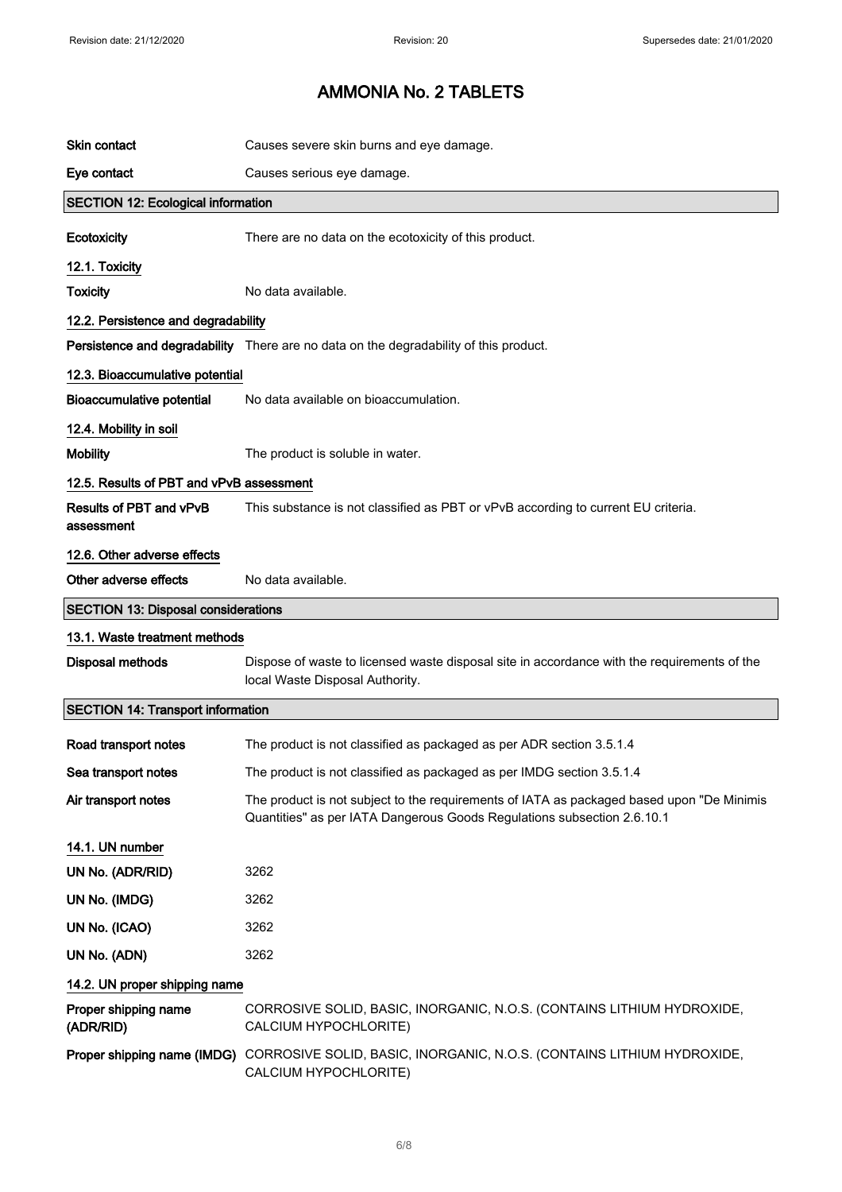| | |
|---|---|
| **Skin contact** | Causes severe skin burns and eye damage. |
| **Eye contact** | Causes serious eye damage. |

## SECTION 12: Ecological information

| | |
|---|---|
| **Ecotoxicity** | There are no data on the ecotoxicity of this product. |

### 12.1. Toxicity

| | |
|---|---|
| **Toxicity** | No data available. |

### 12.2. Persistence and degradability

| | |
|---|---|
| **Persistence and degradability** | There are no data on the degradability of this product. |

### 12.3. Bioaccumulative potential

| | |
|---|---|
| **Bioaccumulative potential** | No data available on bioaccumulation. |

### 12.4. Mobility in soil

| | |
|---|---|
| **Mobility** | The product is soluble in water. |

### 12.5. Results of PBT and vPvB assessment

| | |
|---|---|
| **Results of PBT and vPvB assessment** | This substance is not classified as PBT or vPvB according to current EU criteria. |

### 12.6. Other adverse effects

| | |
|---|---|
| **Other adverse effects** | No data available. |

## SECTION 13: Disposal considerations

### 13.1. Waste treatment methods

| | |
|---|---|
| **Disposal methods** | Dispose of waste to licensed waste disposal site in accordance with the requirements of the local Waste Disposal Authority. |

## SECTION 14: Transport information

| | |
|---|---|
| **Road transport notes** | The product is not classified as packaged as per ADR section 3.5.1.4 |
| **Sea transport notes** | The product is not classified as packaged as per IMDG section 3.5.1.4 |
| **Air transport notes** | The product is not subject to the requirements of IATA as packaged based upon "De Minimis Quantities" as per IATA Dangerous Goods Regulations subsection 2.6.10.1 |

### 14.1. UN number

| | |
|---|---|
| **UN No. (ADR/RID)** | 3262 |
| **UN No. (IMDG)** | 3262 |
| **UN No. (ICAO)** | 3262 |
| **UN No. (ADN)** | 3262 |

### 14.2. UN proper shipping name

| | |
|---|---|
| **Proper shipping name (ADR/RID)** | CORROSIVE SOLID, BASIC, INORGANIC, N.O.S. (CONTAINS LITHIUM HYDROXIDE, CALCIUM HYPOCHLORITE) |
| **Proper shipping name (IMDG)** | CORROSIVE SOLID, BASIC, INORGANIC, N.O.S. (CONTAINS LITHIUM HYDROXIDE, CALCIUM HYPOCHLORITE) |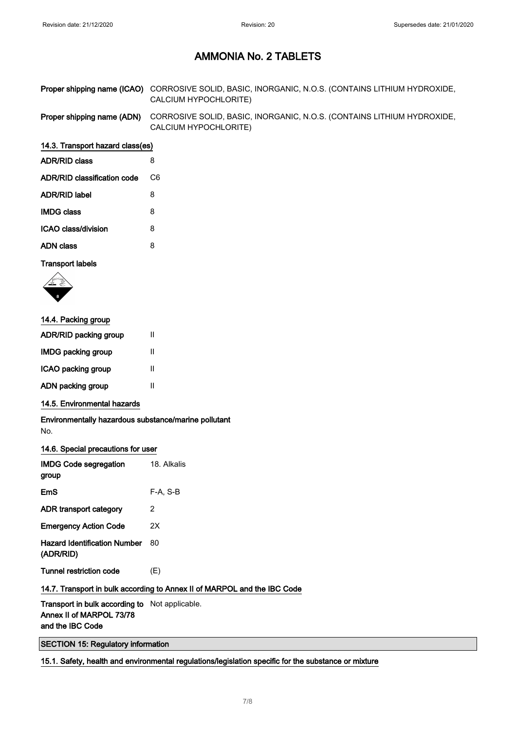# AMMONIA No. 2 TABLETS

| | |
|---|---|
| **Proper shipping name (ICAO)** | CORROSIVE SOLID, BASIC, INORGANIC, N.O.S. (CONTAINS LITHIUM HYDROXIDE, CALCIUM HYPOCHLORITE) |
| **Proper shipping name (ADN)** | CORROSIVE SOLID, BASIC, INORGANIC, N.O.S. (CONTAINS LITHIUM HYDROXIDE, CALCIUM HYPOCHLORITE) |

### 14.3. Transport hazard class(es)

| | |
|---|---|
| **ADR/RID class** | 8 |
| **ADR/RID classification code** | C6 |
| **ADR/RID label** | 8 |
| **IMDG class** | 8 |
| **ICAO class/division** | 8 |
| **ADN class** | 8 |

**Transport labels**

### 14.4. Packing group

| | |
|---|---|
| **ADR/RID packing group** | II |
| **IMDG packing group** | II |
| **ICAO packing group** | II |
| **ADN packing group** | II |

### 14.5. Environmental hazards

**Environmentally hazardous substance/marine pollutant**

No.

### 14.6. Special precautions for user

| | |
|---|---|
| **IMDG Code segregation group** | 18. Alkalis |
| **EmS** | F-A, S-B |
| **ADR transport category** | 2 |
| **Emergency Action Code** | 2X |
| **Hazard Identification Number (ADR/RID)** | 80 |
| **Tunnel restriction code** | (E) |

### 14.7. Transport in bulk according to Annex II of MARPOL and the IBC Code

| | |
|---|---|
| **Transport in bulk according to Annex II of MARPOL 73/78 and the IBC Code** | Not applicable. |

## SECTION 15: Regulatory information

### 15.1. Safety, health and environmental regulations/legislation specific for the substance or mixture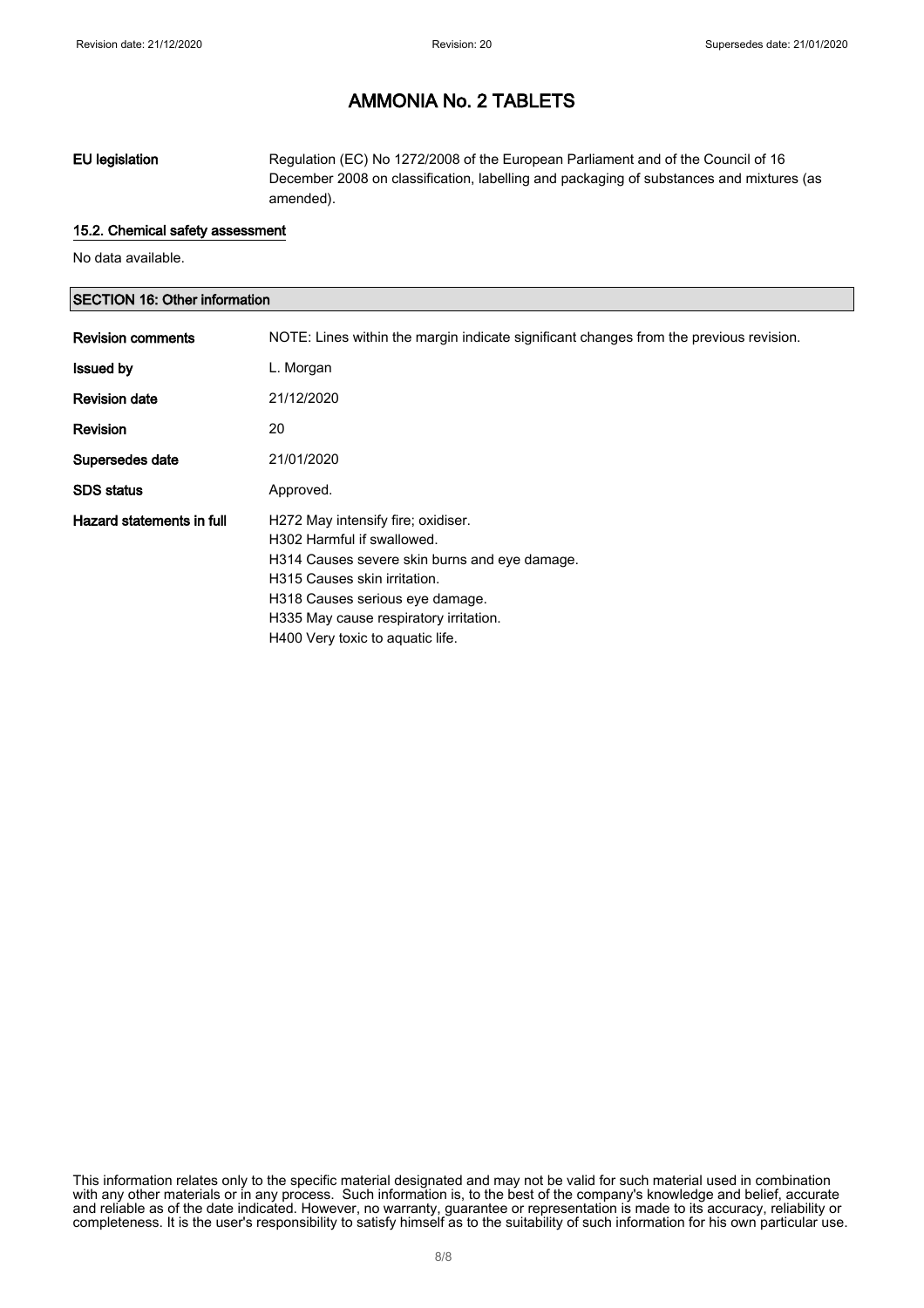# AMMONIA No. 2 TABLETS

| | |
|---|---|
| **EU legislation** | Regulation (EC) No 1272/2008 of the European Parliament and of the Council of 16 December 2008 on classification, labelling and packaging of substances and mixtures (as amended). |

### 15.2. Chemical safety assessment

No data available.

## SECTION 16: Other information

| | |
|---|---|
| **Revision comments** | NOTE: Lines within the margin indicate significant changes from the previous revision. |
| **Issued by** | L. Morgan |
| **Revision date** | 21/12/2020 |
| **Revision** | 20 |
| **Supersedes date** | 21/01/2020 |
| **SDS status** | Approved. |
| **Hazard statements in full** | H272 May intensify fire; oxidiser.<br>H302 Harmful if swallowed.<br>H314 Causes severe skin burns and eye damage.<br>H315 Causes skin irritation.<br>H318 Causes serious eye damage.<br>H335 May cause respiratory irritation.<br>H400 Very toxic to aquatic life. |

This information relates only to the specific material designated and may not be valid for such material used in combination with any other materials or in any process. Such information is, to the best of the company's knowledge and belief, accurate and reliable as of the date indicated. However, no warranty, guarantee or representation is made to its accuracy, reliability or completeness. It is the user's responsibility to satisfy himself as to the suitability of such information for his own particular use.